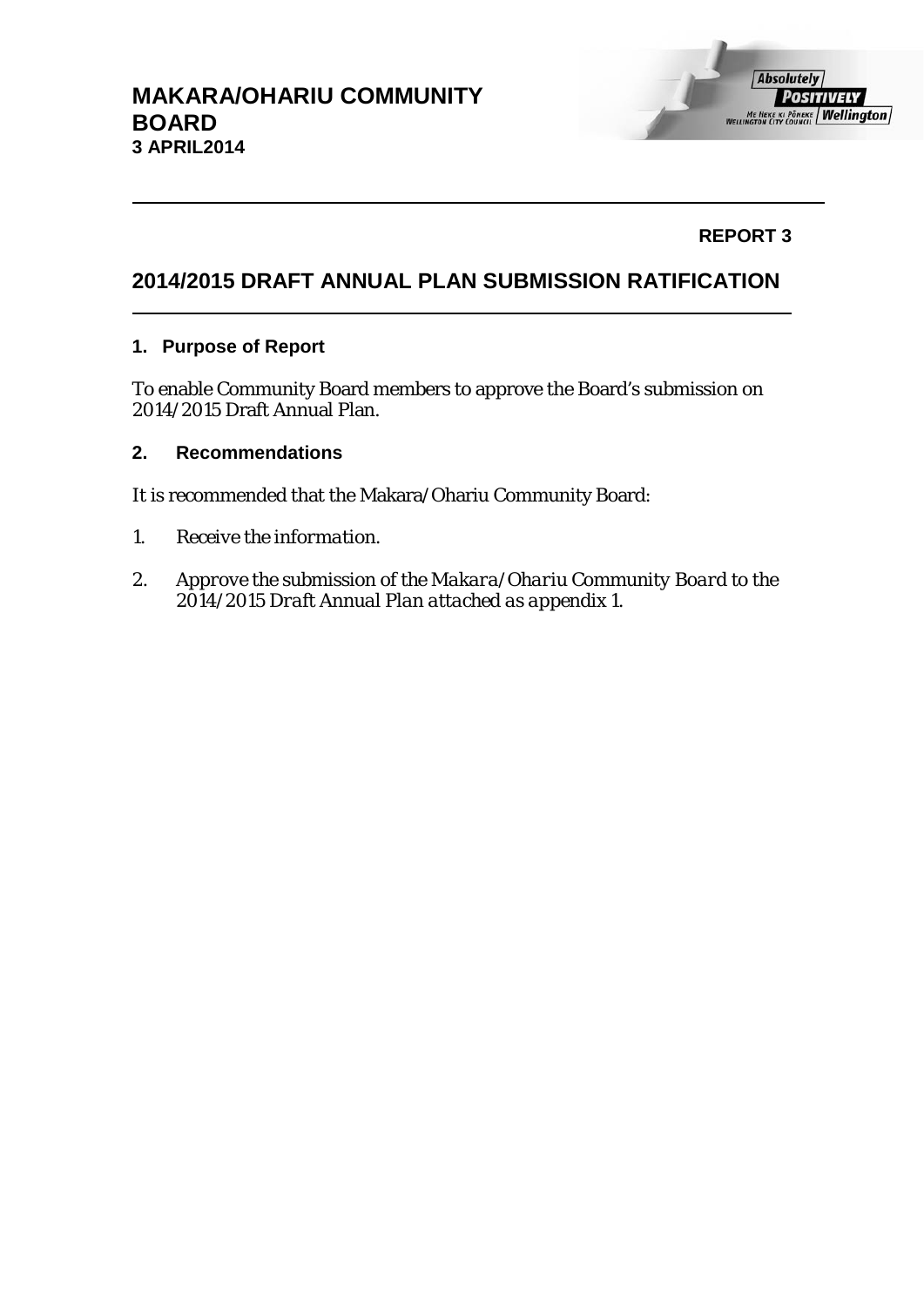# MAKARA/OHARIU COMMUNITY BOARD
**3 APRIL2014**

**REPORT 3**

## 2014/2015 DRAFT ANNUAL PLAN SUBMISSION RATIFICATION

### 1. Purpose of Report

To enable Community Board members to approve the Board's submission on 2014/2015 Draft Annual Plan.

### 2. Recommendations

It is recommended that the Makara/Ohariu Community Board:

1. *Receive the information.*
2. *Approve the submission of the Makara/Ohariu Community Board to the 2014/2015 Draft Annual Plan attached as appendix 1.*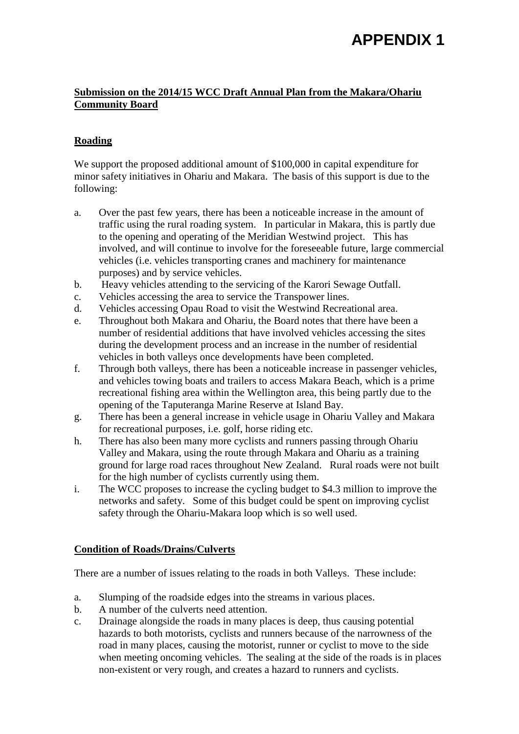# APPENDIX 1

**Submission on the 2014/15 WCC Draft Annual Plan from the Makara/Ohariu Community Board**

## Roading

We support the proposed additional amount of $100,000 in capital expenditure for minor safety initiatives in Ohariu and Makara. The basis of this support is due to the following:

a. Over the past few years, there has been a noticeable increase in the amount of traffic using the rural roading system. In particular in Makara, this is partly due to the opening and operating of the Meridian Westwind project. This has involved, and will continue to involve for the foreseeable future, large commercial vehicles (i.e. vehicles transporting cranes and machinery for maintenance purposes) and by service vehicles.
b. Heavy vehicles attending to the servicing of the Karori Sewage Outfall.
c. Vehicles accessing the area to service the Transpower lines.
d. Vehicles accessing Opau Road to visit the Westwind Recreational area.
e. Throughout both Makara and Ohariu, the Board notes that there have been a number of residential additions that have involved vehicles accessing the sites during the development process and an increase in the number of residential vehicles in both valleys once developments have been completed.
f. Through both valleys, there has been a noticeable increase in passenger vehicles, and vehicles towing boats and trailers to access Makara Beach, which is a prime recreational fishing area within the Wellington area, this being partly due to the opening of the Taputeranga Marine Reserve at Island Bay.
g. There has been a general increase in vehicle usage in Ohariu Valley and Makara for recreational purposes, i.e. golf, horse riding etc.
h. There has also been many more cyclists and runners passing through Ohariu Valley and Makara, using the route through Makara and Ohariu as a training ground for large road races throughout New Zealand. Rural roads were not built for the high number of cyclists currently using them.
i. The WCC proposes to increase the cycling budget to $4.3 million to improve the networks and safety. Some of this budget could be spent on improving cyclist safety through the Ohariu-Makara loop which is so well used.

## Condition of Roads/Drains/Culverts

There are a number of issues relating to the roads in both Valleys. These include:

a. Slumping of the roadside edges into the streams in various places.
b. A number of the culverts need attention.
c. Drainage alongside the roads in many places is deep, thus causing potential hazards to both motorists, cyclists and runners because of the narrowness of the road in many places, causing the motorist, runner or cyclist to move to the side when meeting oncoming vehicles. The sealing at the side of the roads is in places non-existent or very rough, and creates a hazard to runners and cyclists.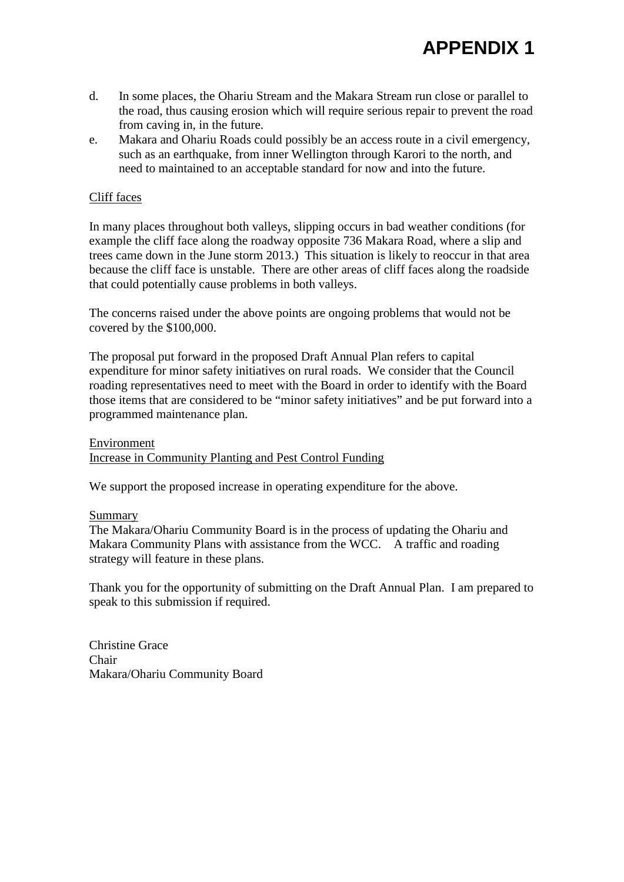# APPENDIX 1

d. In some places, the Ohariu Stream and the Makara Stream run close or parallel to the road, thus causing erosion which will require serious repair to prevent the road from caving in, in the future.

e. Makara and Ohariu Roads could possibly be an access route in a civil emergency, such as an earthquake, from inner Wellington through Karori to the north, and need to maintained to an acceptable standard for now and into the future.

<u>Cliff faces</u>

In many places throughout both valleys, slipping occurs in bad weather conditions (for example the cliff face along the roadway opposite 736 Makara Road, where a slip and trees came down in the June storm 2013.) This situation is likely to reoccur in that area because the cliff face is unstable. There are other areas of cliff faces along the roadside that could potentially cause problems in both valleys.

The concerns raised under the above points are ongoing problems that would not be covered by the $100,000.

The proposal put forward in the proposed Draft Annual Plan refers to capital expenditure for minor safety initiatives on rural roads. We consider that the Council roading representatives need to meet with the Board in order to identify with the Board those items that are considered to be "minor safety initiatives" and be put forward into a programmed maintenance plan.

<u>Environment</u>
<u>Increase in Community Planting and Pest Control Funding</u>

We support the proposed increase in operating expenditure for the above.

<u>Summary</u>
The Makara/Ohariu Community Board is in the process of updating the Ohariu and Makara Community Plans with assistance from the WCC. A traffic and roading strategy will feature in these plans.

Thank you for the opportunity of submitting on the Draft Annual Plan. I am prepared to speak to this submission if required.

Christine Grace
Chair
Makara/Ohariu Community Board